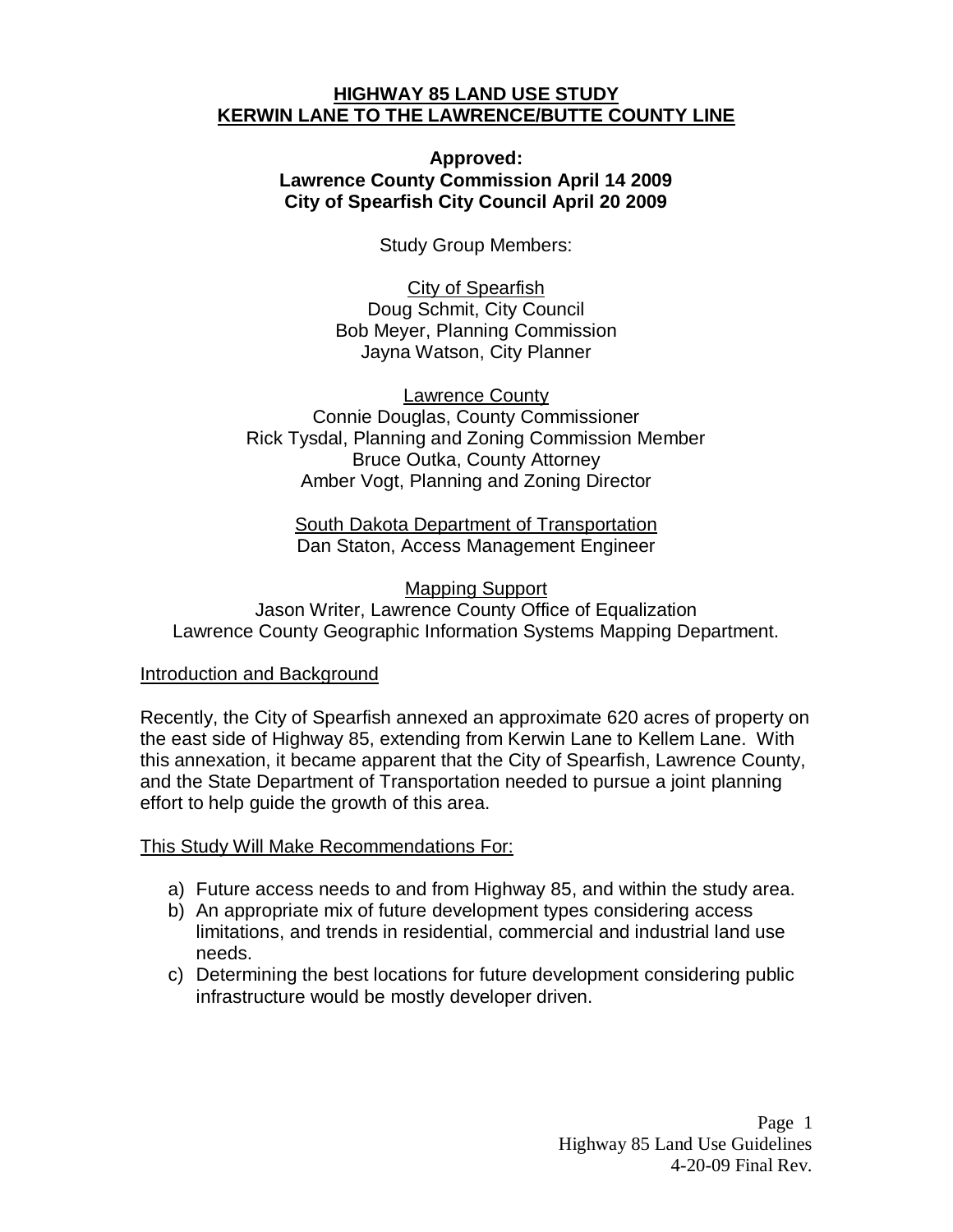# HIGHWAY 85 LAND USE STUDY
# KERWIN LANE TO THE LAWRENCE/BUTTE COUNTY LINE

**Approved:**
**Lawrence County Commission April 14 2009**
**City of Spearfish City Council April 20 2009**

Study Group Members:

City of Spearfish
Doug Schmit, City Council
Bob Meyer, Planning Commission
Jayna Watson, City Planner

Lawrence County
Connie Douglas, County Commissioner
Rick Tysdal, Planning and Zoning Commission Member
Bruce Outka, County Attorney
Amber Vogt, Planning and Zoning Director

South Dakota Department of Transportation
Dan Staton, Access Management Engineer

Mapping Support
Jason Writer, Lawrence County Office of Equalization
Lawrence County Geographic Information Systems Mapping Department.

## Introduction and Background

Recently, the City of Spearfish annexed an approximate 620 acres of property on the east side of Highway 85, extending from Kerwin Lane to Kellem Lane. With this annexation, it became apparent that the City of Spearfish, Lawrence County, and the State Department of Transportation needed to pursue a joint planning effort to help guide the growth of this area.

## This Study Will Make Recommendations For:

a) Future access needs to and from Highway 85, and within the study area.
b) An appropriate mix of future development types considering access limitations, and trends in residential, commercial and industrial land use needs.
c) Determining the best locations for future development considering public infrastructure would be mostly developer driven.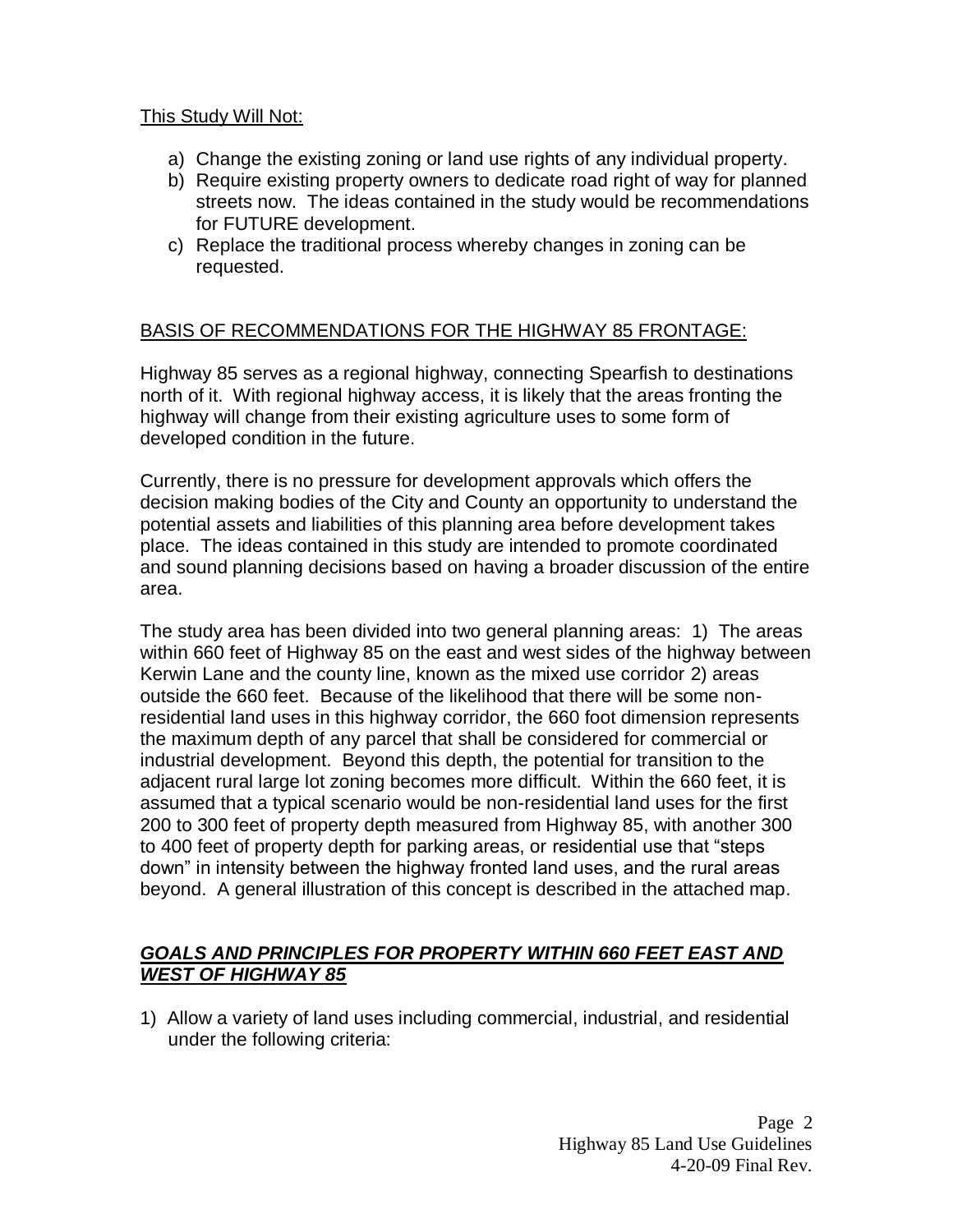This Study Will Not:

a) Change the existing zoning or land use rights of any individual property.
b) Require existing property owners to dedicate road right of way for planned streets now. The ideas contained in the study would be recommendations for FUTURE development.
c) Replace the traditional process whereby changes in zoning can be requested.

## BASIS OF RECOMMENDATIONS FOR THE HIGHWAY 85 FRONTAGE:

Highway 85 serves as a regional highway, connecting Spearfish to destinations north of it. With regional highway access, it is likely that the areas fronting the highway will change from their existing agriculture uses to some form of developed condition in the future.

Currently, there is no pressure for development approvals which offers the decision making bodies of the City and County an opportunity to understand the potential assets and liabilities of this planning area before development takes place. The ideas contained in this study are intended to promote coordinated and sound planning decisions based on having a broader discussion of the entire area.

The study area has been divided into two general planning areas: 1) The areas within 660 feet of Highway 85 on the east and west sides of the highway between Kerwin Lane and the county line, known as the mixed use corridor 2) areas outside the 660 feet. Because of the likelihood that there will be some non-residential land uses in this highway corridor, the 660 foot dimension represents the maximum depth of any parcel that shall be considered for commercial or industrial development. Beyond this depth, the potential for transition to the adjacent rural large lot zoning becomes more difficult. Within the 660 feet, it is assumed that a typical scenario would be non-residential land uses for the first 200 to 300 feet of property depth measured from Highway 85, with another 300 to 400 feet of property depth for parking areas, or residential use that "steps down" in intensity between the highway fronted land uses, and the rural areas beyond. A general illustration of this concept is described in the attached map.

## ***GOALS AND PRINCIPLES FOR PROPERTY WITHIN 660 FEET EAST AND WEST OF HIGHWAY 85***

1) Allow a variety of land uses including commercial, industrial, and residential under the following criteria: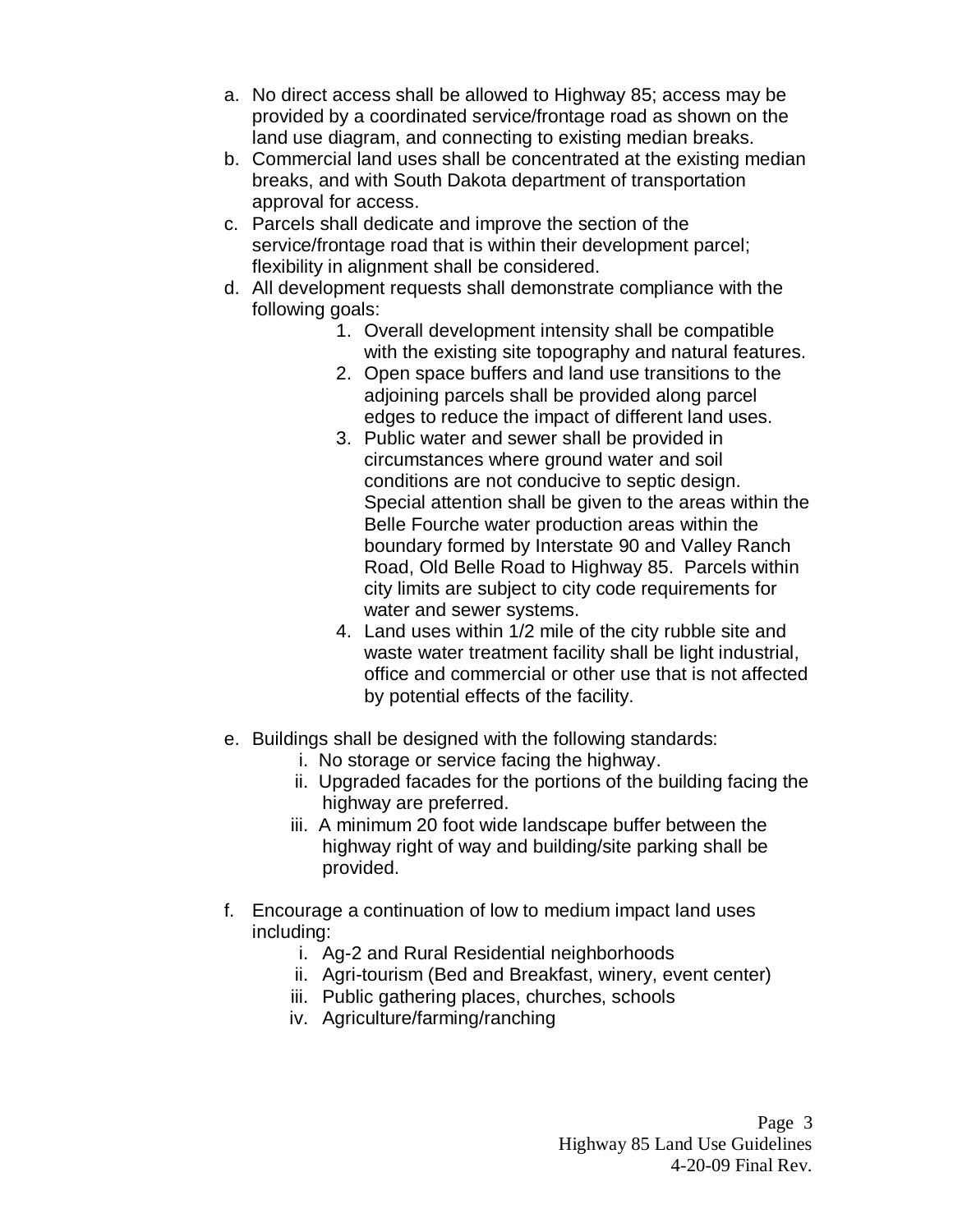a. No direct access shall be allowed to Highway 85; access may be provided by a coordinated service/frontage road as shown on the land use diagram, and connecting to existing median breaks.
b. Commercial land uses shall be concentrated at the existing median breaks, and with South Dakota department of transportation approval for access.
c. Parcels shall dedicate and improve the section of the service/frontage road that is within their development parcel; flexibility in alignment shall be considered.
d. All development requests shall demonstrate compliance with the following goals:
    1. Overall development intensity shall be compatible with the existing site topography and natural features.
    2. Open space buffers and land use transitions to the adjoining parcels shall be provided along parcel edges to reduce the impact of different land uses.
    3. Public water and sewer shall be provided in circumstances where ground water and soil conditions are not conducive to septic design. Special attention shall be given to the areas within the Belle Fourche water production areas within the boundary formed by Interstate 90 and Valley Ranch Road, Old Belle Road to Highway 85. Parcels within city limits are subject to city code requirements for water and sewer systems.
    4. Land uses within 1/2 mile of the city rubble site and waste water treatment facility shall be light industrial, office and commercial or other use that is not affected by potential effects of the facility.

e. Buildings shall be designed with the following standards:
    i. No storage or service facing the highway.
    ii. Upgraded facades for the portions of the building facing the highway are preferred.
    iii. A minimum 20 foot wide landscape buffer between the highway right of way and building/site parking shall be provided.

f. Encourage a continuation of low to medium impact land uses including:
    i. Ag-2 and Rural Residential neighborhoods
    ii. Agri-tourism (Bed and Breakfast, winery, event center)
    iii. Public gathering places, churches, schools
    iv. Agriculture/farming/ranching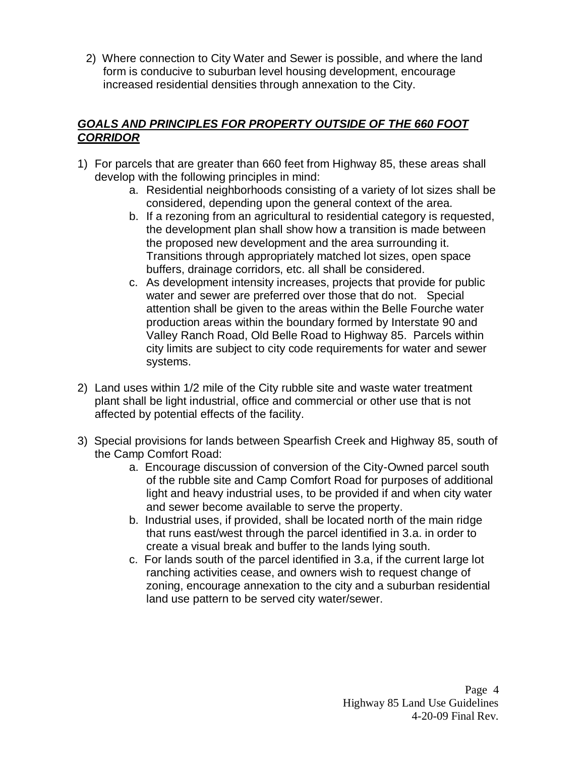2) Where connection to City Water and Sewer is possible, and where the land form is conducive to suburban level housing development, encourage increased residential densities through annexation to the City.

## ***GOALS AND PRINCIPLES FOR PROPERTY OUTSIDE OF THE 660 FOOT CORRIDOR***

1) For parcels that are greater than 660 feet from Highway 85, these areas shall develop with the following principles in mind:
    a. Residential neighborhoods consisting of a variety of lot sizes shall be considered, depending upon the general context of the area.
    b. If a rezoning from an agricultural to residential category is requested, the development plan shall show how a transition is made between the proposed new development and the area surrounding it. Transitions through appropriately matched lot sizes, open space buffers, drainage corridors, etc. all shall be considered.
    c. As development intensity increases, projects that provide for public water and sewer are preferred over those that do not. Special attention shall be given to the areas within the Belle Fourche water production areas within the boundary formed by Interstate 90 and Valley Ranch Road, Old Belle Road to Highway 85. Parcels within city limits are subject to city code requirements for water and sewer systems.

2) Land uses within 1/2 mile of the City rubble site and waste water treatment plant shall be light industrial, office and commercial or other use that is not affected by potential effects of the facility.

3) Special provisions for lands between Spearfish Creek and Highway 85, south of the Camp Comfort Road:
    a. Encourage discussion of conversion of the City-Owned parcel south of the rubble site and Camp Comfort Road for purposes of additional light and heavy industrial uses, to be provided if and when city water and sewer become available to serve the property.
    b. Industrial uses, if provided, shall be located north of the main ridge that runs east/west through the parcel identified in 3.a. in order to create a visual break and buffer to the lands lying south.
    c. For lands south of the parcel identified in 3.a, if the current large lot ranching activities cease, and owners wish to request change of zoning, encourage annexation to the city and a suburban residential land use pattern to be served city water/sewer.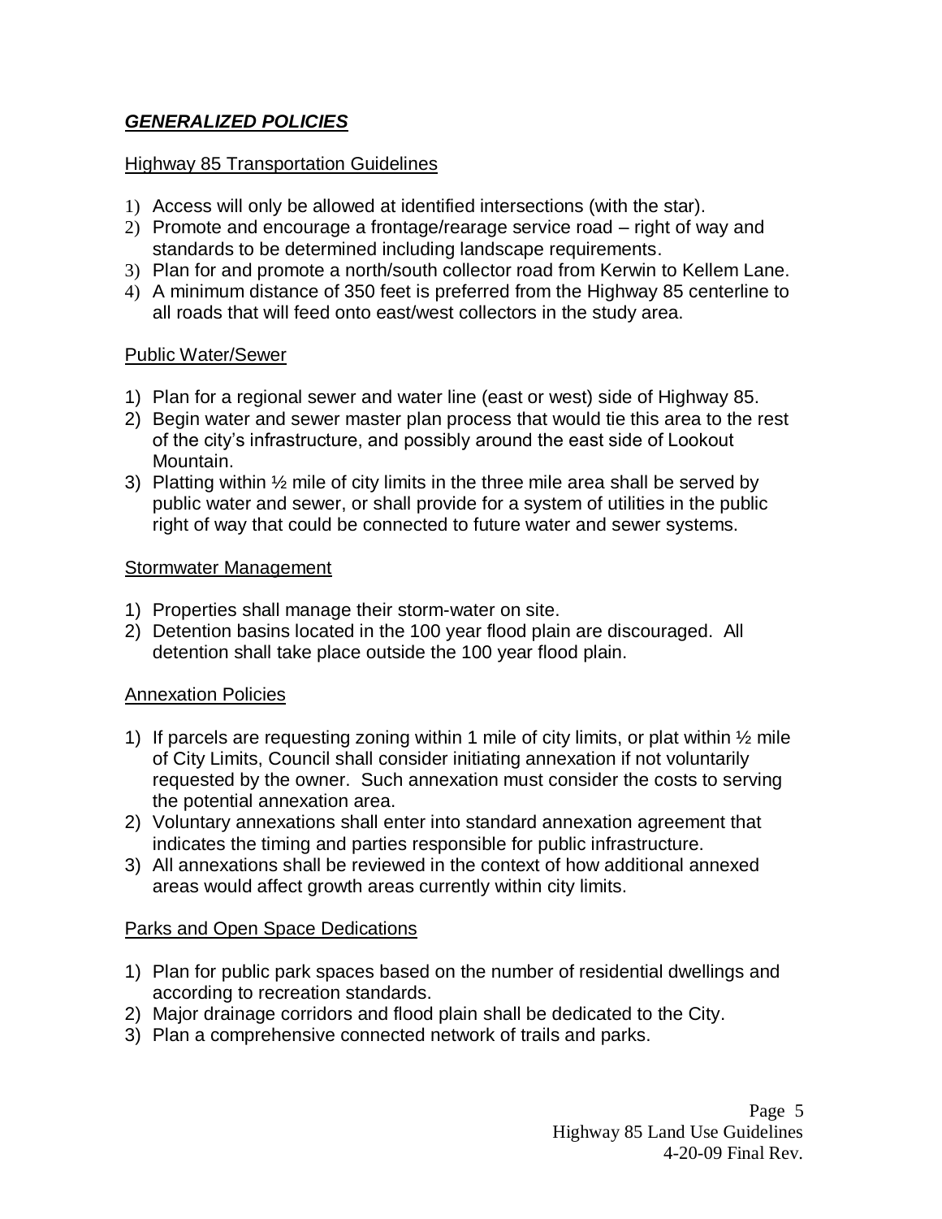## ***GENERALIZED POLICIES***

### Highway 85 Transportation Guidelines

1) Access will only be allowed at identified intersections (with the star).
2) Promote and encourage a frontage/rearage service road – right of way and standards to be determined including landscape requirements.
3) Plan for and promote a north/south collector road from Kerwin to Kellem Lane.
4) A minimum distance of 350 feet is preferred from the Highway 85 centerline to all roads that will feed onto east/west collectors in the study area.

### Public Water/Sewer

1) Plan for a regional sewer and water line (east or west) side of Highway 85.
2) Begin water and sewer master plan process that would tie this area to the rest of the city's infrastructure, and possibly around the east side of Lookout Mountain.
3) Platting within ½ mile of city limits in the three mile area shall be served by public water and sewer, or shall provide for a system of utilities in the public right of way that could be connected to future water and sewer systems.

### Stormwater Management

1) Properties shall manage their storm-water on site.
2) Detention basins located in the 100 year flood plain are discouraged. All detention shall take place outside the 100 year flood plain.

### Annexation Policies

1) If parcels are requesting zoning within 1 mile of city limits, or plat within ½ mile of City Limits, Council shall consider initiating annexation if not voluntarily requested by the owner. Such annexation must consider the costs to serving the potential annexation area.
2) Voluntary annexations shall enter into standard annexation agreement that indicates the timing and parties responsible for public infrastructure.
3) All annexations shall be reviewed in the context of how additional annexed areas would affect growth areas currently within city limits.

### Parks and Open Space Dedications

1) Plan for public park spaces based on the number of residential dwellings and according to recreation standards.
2) Major drainage corridors and flood plain shall be dedicated to the City.
3) Plan a comprehensive connected network of trails and parks.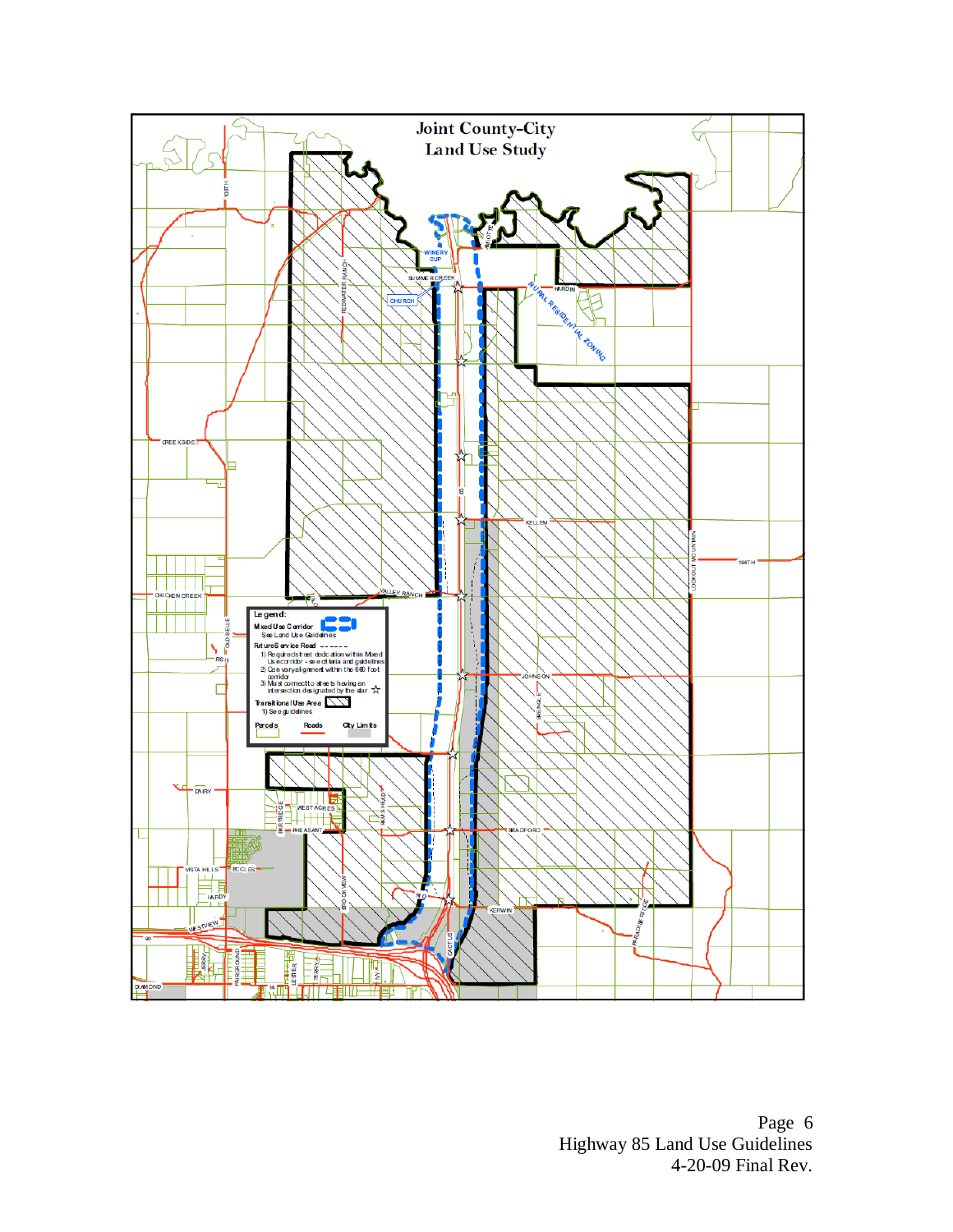# Joint County-City Land Use Study

Legend:

Mixed Use Corridor
See Land Use Guidelines

Future Service Road
1) Requires street dedication within Mixed Use corridor - see criteria and guidelines
2) Can vary alignment within the 680 foot corridor
3) Must connect to streets having an intersection designated by the star ☆

Transitional Use Area
1) See guidelines

Parcels
Roads
City Limits

WINERY
CUP
SUMMER CREEK
CHURCH
HARDIN
RURAL RESIDENTIAL ZONING
REDWATER RANCH
CREEKSIDE
KELLEM
196TH
LOOKOUT MOUNTAIN
CHICKEN CREEK
VALLEY RANCH
OLD BELLE
FISH
JOHNSON
BRENGLE
DAIRY
WEST ACRES
RAMS HEAD
PARTRIDGE
PHEASANT
BRADFORD
VISTA HILLS
ECCLES
HARDY
BROOKVIEW
KERWIN
PARADISE RIDGE
WESTVIEW
DIAMOND
BERRY
FAIRGROUND
LESTER
TERRY
CACTUS
85
90
14